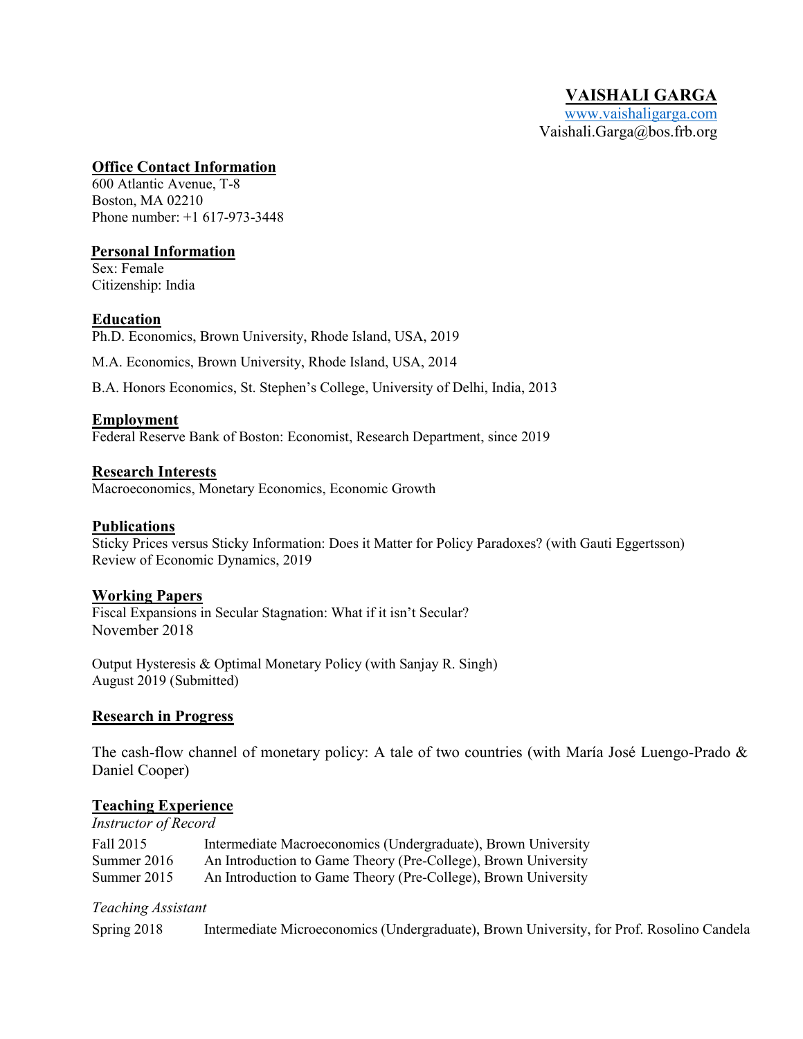# VAISHALI GARGA

[www.vaishaligarga.com](http://www.vaishaligarga.com)
Vaishali.Garga@bos.frb.org

## Office Contact Information

600 Atlantic Avenue, T-8
Boston, MA 02210
Phone number: +1 617-973-3448

## Personal Information

Sex: Female
Citizenship: India

## Education

Ph.D. Economics, Brown University, Rhode Island, USA, 2019

M.A. Economics, Brown University, Rhode Island, USA, 2014

B.A. Honors Economics, St. Stephen's College, University of Delhi, India, 2013

## Employment

Federal Reserve Bank of Boston: Economist, Research Department, since 2019

## Research Interests

Macroeconomics, Monetary Economics, Economic Growth

## Publications

Sticky Prices versus Sticky Information: Does it Matter for Policy Paradoxes? (with Gauti Eggertsson)
Review of Economic Dynamics, 2019

## Working Papers

Fiscal Expansions in Secular Stagnation: What if it isn't Secular?
November 2018

Output Hysteresis & Optimal Monetary Policy (with Sanjay R. Singh)
August 2019 (Submitted)

## Research in Progress

The cash-flow channel of monetary policy: A tale of two countries (with María José Luengo-Prado & Daniel Cooper)

## Teaching Experience

*Instructor of Record*

| | |
|---|---|
| Fall 2015 | Intermediate Macroeconomics (Undergraduate), Brown University |
| Summer 2016 | An Introduction to Game Theory (Pre-College), Brown University |
| Summer 2015 | An Introduction to Game Theory (Pre-College), Brown University |

*Teaching Assistant*

| | |
|---|---|
| Spring 2018 | Intermediate Microeconomics (Undergraduate), Brown University, for Prof. Rosolino Candela |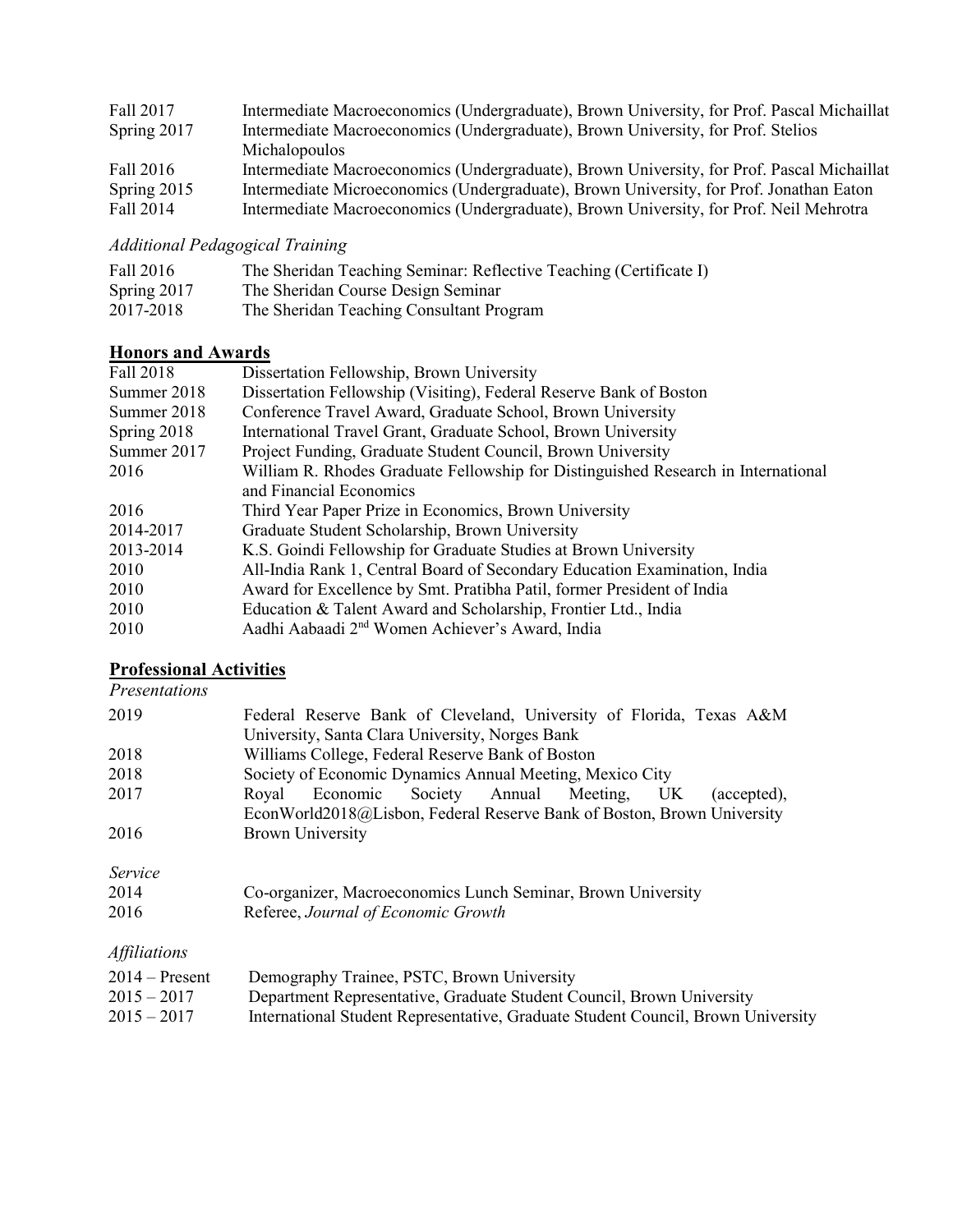| | |
|---|---|
| Fall 2017 | Intermediate Macroeconomics (Undergraduate), Brown University, for Prof. Pascal Michaillat |
| Spring 2017 | Intermediate Macroeconomics (Undergraduate), Brown University, for Prof. Stelios Michalopoulos |
| Fall 2016 | Intermediate Macroeconomics (Undergraduate), Brown University, for Prof. Pascal Michaillat |
| Spring 2015 | Intermediate Microeconomics (Undergraduate), Brown University, for Prof. Jonathan Eaton |
| Fall 2014 | Intermediate Macroeconomics (Undergraduate), Brown University, for Prof. Neil Mehrotra |

*Additional Pedagogical Training*

| | |
|---|---|
| Fall 2016 | The Sheridan Teaching Seminar: Reflective Teaching (Certificate I) |
| Spring 2017 | The Sheridan Course Design Seminar |
| 2017-2018 | The Sheridan Teaching Consultant Program |

## Honors and Awards

| | |
|---|---|
| Fall 2018 | Dissertation Fellowship, Brown University |
| Summer 2018 | Dissertation Fellowship (Visiting), Federal Reserve Bank of Boston |
| Summer 2018 | Conference Travel Award, Graduate School, Brown University |
| Spring 2018 | International Travel Grant, Graduate School, Brown University |
| Summer 2017 | Project Funding, Graduate Student Council, Brown University |
| 2016 | William R. Rhodes Graduate Fellowship for Distinguished Research in International and Financial Economics |
| 2016 | Third Year Paper Prize in Economics, Brown University |
| 2014-2017 | Graduate Student Scholarship, Brown University |
| 2013-2014 | K.S. Goindi Fellowship for Graduate Studies at Brown University |
| 2010 | All-India Rank 1, Central Board of Secondary Education Examination, India |
| 2010 | Award for Excellence by Smt. Pratibha Patil, former President of India |
| 2010 | Education & Talent Award and Scholarship, Frontier Ltd., India |
| 2010 | Aadhi Aabaadi 2nd Women Achiever's Award, India |

## Professional Activities

*Presentations*

| | |
|---|---|
| 2019 | Federal Reserve Bank of Cleveland, University of Florida, Texas A&M University, Santa Clara University, Norges Bank |
| 2018 | Williams College, Federal Reserve Bank of Boston |
| 2018 | Society of Economic Dynamics Annual Meeting, Mexico City |
| 2017 | Royal Economic Society Annual Meeting, UK (accepted), EconWorld2018@Lisbon, Federal Reserve Bank of Boston, Brown University |
| 2016 | Brown University |

*Service*

| | |
|---|---|
| 2014 | Co-organizer, Macroeconomics Lunch Seminar, Brown University |
| 2016 | Referee, *Journal of Economic Growth* |

*Affiliations*

| | |
|---|---|
| 2014 – Present | Demography Trainee, PSTC, Brown University |
| 2015 – 2017 | Department Representative, Graduate Student Council, Brown University |
| 2015 – 2017 | International Student Representative, Graduate Student Council, Brown University |